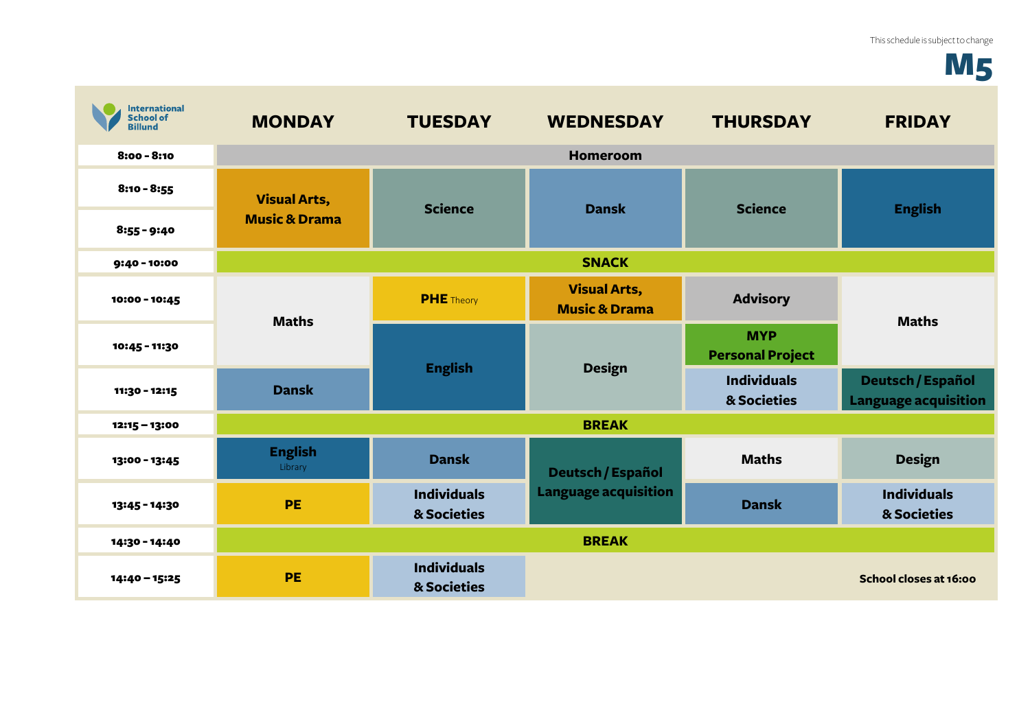This schedule is subject to change

# M5

International School of Billund

| | MONDAY | TUESDAY | WEDNESDAY | THURSDAY | FRIDAY |
|---|---|---|---|---|---|
| 8:00 - 8:10 | Homeroom | | | | |
| 8:10 - 8:55 | Visual Arts, Music & Drama | Science | Dansk | Science | English |
| 8:55 - 9:40 | Visual Arts, Music & Drama | Science | Dansk | Science | English |
| 9:40 - 10:00 | SNACK | | | | |
| 10:00 - 10:45 | Maths | PHE Theory | Visual Arts, Music & Drama | Advisory | Maths |
| 10:45 - 11:30 | Maths | English | Design | MYP Personal Project | Maths |
| 11:30 - 12:15 | Dansk | English | Design | Individuals & Societies | Deutsch / Español Language acquisition |
| 12:15 – 13:00 | BREAK | | | | |
| 13:00 - 13:45 | English Library | Dansk | Deutsch / Español Language acquisition | Maths | Design |
| 13:45 - 14:30 | PE | Individuals & Societies | Deutsch / Español Language acquisition | Dansk | Individuals & Societies |
| 14:30 - 14:40 | BREAK | | | | |
| 14:40 – 15:25 | PE | Individuals & Societies | | | School closes at 16:00 |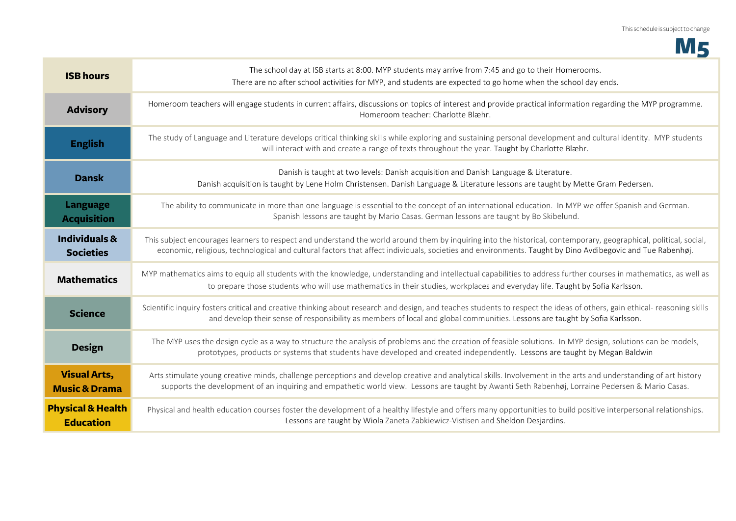This schedule is subject to change

# M5

| | |
|---|---|
| **ISB hours** | The school day at ISB starts at 8:00. MYP students may arrive from 7:45 and go to their Homerooms. There are no after school activities for MYP, and students are expected to go home when the school day ends. |
| **Advisory** | Homeroom teachers will engage students in current affairs, discussions on topics of interest and provide practical information regarding the MYP programme. Homeroom teacher: Charlotte Blæhr. |
| **English** | The study of Language and Literature develops critical thinking skills while exploring and sustaining personal development and cultural identity. MYP students will interact with and create a range of texts throughout the year. Taught by Charlotte Blæhr. |
| **Dansk** | Danish is taught at two levels: Danish acquisition and Danish Language & Literature. Danish acquisition is taught by Lene Holm Christensen. Danish Language & Literature lessons are taught by Mette Gram Pedersen. |
| **Language Acquisition** | The ability to communicate in more than one language is essential to the concept of an international education. In MYP we offer Spanish and German. Spanish lessons are taught by Mario Casas. German lessons are taught by Bo Skibelund. |
| **Individuals & Societies** | This subject encourages learners to respect and understand the world around them by inquiring into the historical, contemporary, geographical, political, social, economic, religious, technological and cultural factors that affect individuals, societies and environments. Taught by Dino Avdibegovic and Tue Rabenhøj. |
| **Mathematics** | MYP mathematics aims to equip all students with the knowledge, understanding and intellectual capabilities to address further courses in mathematics, as well as to prepare those students who will use mathematics in their studies, workplaces and everyday life. Taught by Sofia Karlsson. |
| **Science** | Scientific inquiry fosters critical and creative thinking about research and design, and teaches students to respect the ideas of others, gain ethical- reasoning skills and develop their sense of responsibility as members of local and global communities. Lessons are taught by Sofia Karlsson. |
| **Design** | The MYP uses the design cycle as a way to structure the analysis of problems and the creation of feasible solutions. In MYP design, solutions can be models, prototypes, products or systems that students have developed and created independently. Lessons are taught by Megan Baldwin |
| **Visual Arts, Music & Drama** | Arts stimulate young creative minds, challenge perceptions and develop creative and analytical skills. Involvement in the arts and understanding of art history supports the development of an inquiring and empathetic world view. Lessons are taught by Awanti Seth Rabenhøj, Lorraine Pedersen & Mario Casas. |
| **Physical & Health Education** | Physical and health education courses foster the development of a healthy lifestyle and offers many opportunities to build positive interpersonal relationships. Lessons are taught by Wiola Zaneta Zabkiewicz-Vistisen and Sheldon Desjardins. |